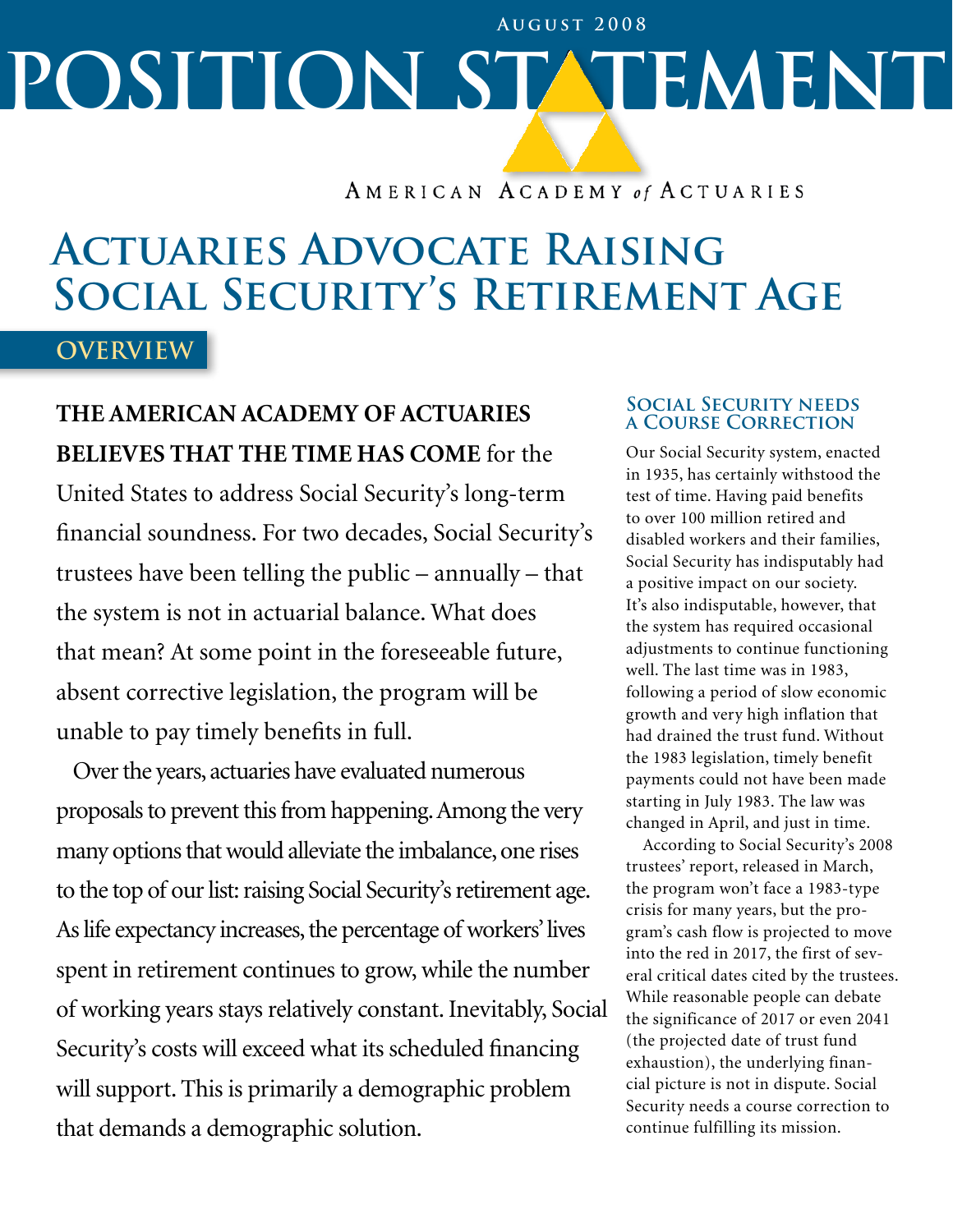August 2008

# POSITION STATEMENT

AMERICAN ACADEMY of ACTUARIES

# Actuaries Advocate Raising Social Security's Retirement Age

## OVERVIEW

**THE AMERICAN ACADEMY OF ACTUARIES BELIEVES THAT THE TIME HAS COME** for the United States to address Social Security's long-term financial soundness. For two decades, Social Security's trustees have been telling the public – annually – that the system is not in actuarial balance. What does that mean? At some point in the foreseeable future, absent corrective legislation, the program will be unable to pay timely benefits in full.

Over the years, actuaries have evaluated numerous proposals to prevent this from happening. Among the very many options that would alleviate the imbalance, one rises to the top of our list: raising Social Security's retirement age. As life expectancy increases, the percentage of workers' lives spent in retirement continues to grow, while the number of working years stays relatively constant. Inevitably, Social Security's costs will exceed what its scheduled financing will support. This is primarily a demographic problem that demands a demographic solution.

### Social Security needs a Course Correction

Our Social Security system, enacted in 1935, has certainly withstood the test of time. Having paid benefits to over 100 million retired and disabled workers and their families, Social Security has indisputably had a positive impact on our society. It's also indisputable, however, that the system has required occasional adjustments to continue functioning well. The last time was in 1983, following a period of slow economic growth and very high inflation that had drained the trust fund. Without the 1983 legislation, timely benefit payments could not have been made starting in July 1983. The law was changed in April, and just in time.

According to Social Security's 2008 trustees' report, released in March, the program won't face a 1983-type crisis for many years, but the program's cash flow is projected to move into the red in 2017, the first of several critical dates cited by the trustees. While reasonable people can debate the significance of 2017 or even 2041 (the projected date of trust fund exhaustion), the underlying financial picture is not in dispute. Social Security needs a course correction to continue fulfilling its mission.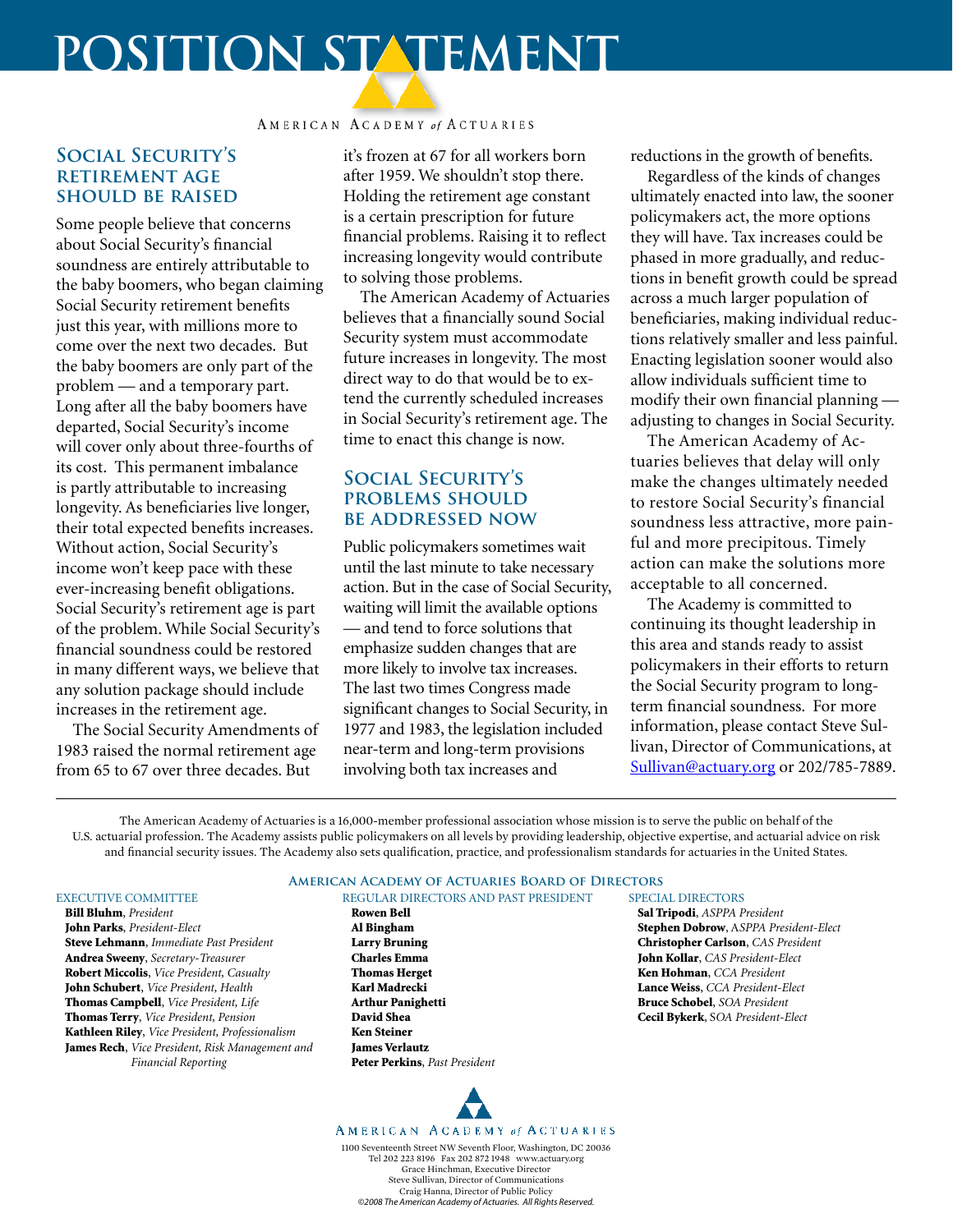# POSITION STATEMENT

AMERICAN ACADEMY *of* ACTUARIES

## Social Security's Retirement Age Should Be Raised

Some people believe that concerns about Social Security's financial soundness are entirely attributable to the baby boomers, who began claiming Social Security retirement benefits just this year, with millions more to come over the next two decades. But the baby boomers are only part of the problem — and a temporary part. Long after all the baby boomers have departed, Social Security's income will cover only about three-fourths of its cost. This permanent imbalance is partly attributable to increasing longevity. As beneficiaries live longer, their total expected benefits increases. Without action, Social Security's income won't keep pace with these ever-increasing benefit obligations. Social Security's retirement age is part of the problem. While Social Security's financial soundness could be restored in many different ways, we believe that any solution package should include increases in the retirement age.

The Social Security Amendments of 1983 raised the normal retirement age from 65 to 67 over three decades. But it's frozen at 67 for all workers born after 1959. We shouldn't stop there. Holding the retirement age constant is a certain prescription for future financial problems. Raising it to reflect increasing longevity would contribute to solving those problems.

The American Academy of Actuaries believes that a financially sound Social Security system must accommodate future increases in longevity. The most direct way to do that would be to extend the currently scheduled increases in Social Security's retirement age. The time to enact this change is now.

## Social Security's Problems Should Be Addressed Now

Public policymakers sometimes wait until the last minute to take necessary action. But in the case of Social Security, waiting will limit the available options — and tend to force solutions that emphasize sudden changes that are more likely to involve tax increases. The last two times Congress made significant changes to Social Security, in 1977 and 1983, the legislation included near-term and long-term provisions involving both tax increases and reductions in the growth of benefits.

Regardless of the kinds of changes ultimately enacted into law, the sooner policymakers act, the more options they will have. Tax increases could be phased in more gradually, and reductions in benefit growth could be spread across a much larger population of beneficiaries, making individual reductions relatively smaller and less painful. Enacting legislation sooner would also allow individuals sufficient time to modify their own financial planning — adjusting to changes in Social Security.

The American Academy of Actuaries believes that delay will only make the changes ultimately needed to restore Social Security's financial soundness less attractive, more painful and more precipitous. Timely action can make the solutions more acceptable to all concerned.

The Academy is committed to continuing its thought leadership in this area and stands ready to assist policymakers in their efforts to return the Social Security program to long-term financial soundness. For more information, please contact Steve Sullivan, Director of Communications, at Sullivan@actuary.org or 202/785-7889.

---

The American Academy of Actuaries is a 16,000-member professional association whose mission is to serve the public on behalf of the U.S. actuarial profession. The Academy assists public policymakers on all levels by providing leadership, objective expertise, and actuarial advice on risk and financial security issues. The Academy also sets qualification, practice, and professionalism standards for actuaries in the United States.

### American Academy of Actuaries Board of Directors

**EXECUTIVE COMMITTEE**

- **Bill Bluhm**, *President*
- **John Parks**, *President-Elect*
- **Steve Lehmann**, *Immediate Past President*
- **Andrea Sweeny**, *Secretary-Treasurer*
- **Robert Miccolis**, *Vice President, Casualty*
- **John Schubert**, *Vice President, Health*
- **Thomas Campbell**, *Vice President, Life*
- **Thomas Terry**, *Vice President, Pension*
- **Kathleen Riley**, *Vice President, Professionalism*
- **James Rech**, *Vice President, Risk Management and Financial Reporting*

**REGULAR DIRECTORS AND PAST PRESIDENT**

- **Rowen Bell**
- **Al Bingham**
- **Larry Bruning**
- **Charles Emma**
- **Thomas Herget**
- **Karl Madrecki**
- **Arthur Panighetti**
- **David Shea**
- **Ken Steiner**
- **James Verlautz**
- **Peter Perkins**, *Past President*

**SPECIAL DIRECTORS**

- **Sal Tripodi**, *ASPPA President*
- **Stephen Dobrow**, *ASPPA President-Elect*
- **Christopher Carlson**, *CAS President*
- **John Kollar**, *CAS President-Elect*
- **Ken Hohman**, *CCA President*
- **Lance Weiss**, *CCA President-Elect*
- **Bruce Schobel**, *SOA President*
- **Cecil Bykerk**, *SOA President-Elect*

AMERICAN ACADEMY *of* ACTUARIES

1100 Seventeenth Street NW Seventh Floor, Washington, DC 20036
Tel 202 223 8196 Fax 202 872 1948 www.actuary.org
Grace Hinchman, Executive Director
Steve Sullivan, Director of Communications
Craig Hanna, Director of Public Policy
*©2008 The American Academy of Actuaries. All Rights Reserved.*